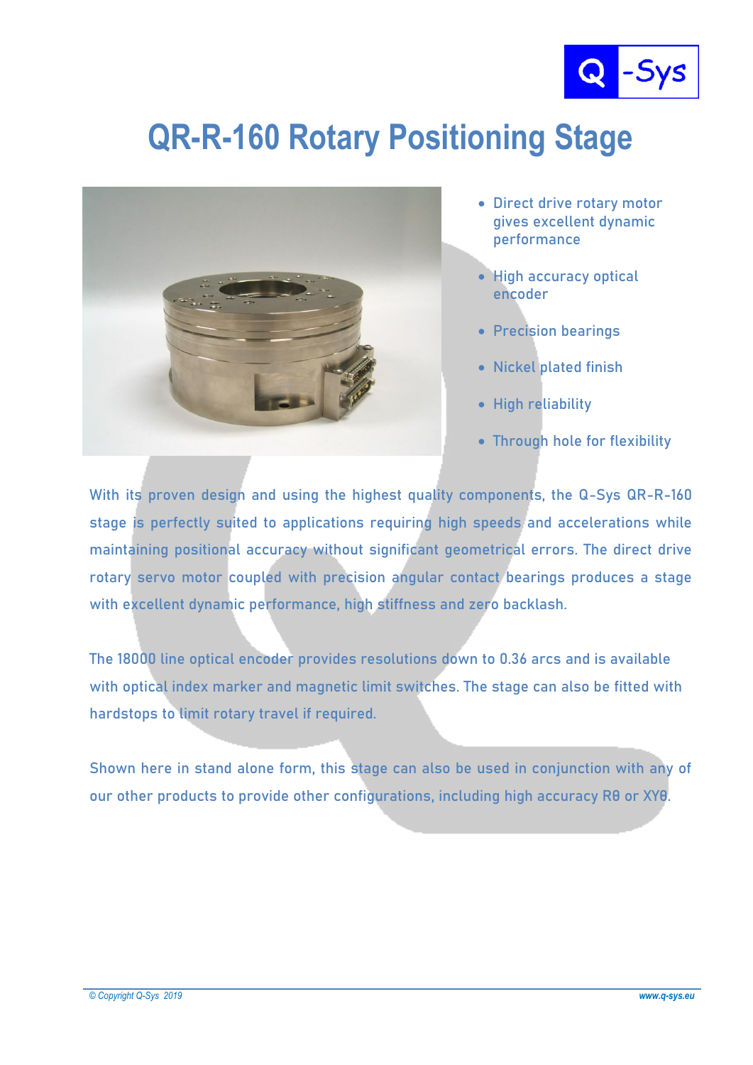# QR-R-160 Rotary Positioning Stage

- Direct drive rotary motor gives excellent dynamic performance
- High accuracy optical encoder
- Precision bearings
- Nickel plated finish
- High reliability
- Through hole for flexibility

With its proven design and using the highest quality components, the Q-Sys QR-R-160 stage is perfectly suited to applications requiring high speeds and accelerations while maintaining positional accuracy without significant geometrical errors. The direct drive rotary servo motor coupled with precision angular contact bearings produces a stage with excellent dynamic performance, high stiffness and zero backlash.

The 18000 line optical encoder provides resolutions down to 0.36 arcs and is available with optical index marker and magnetic limit switches. The stage can also be fitted with hardstops to limit rotary travel if required.

Shown here in stand alone form, this stage can also be used in conjunction with any of our other products to provide other configurations, including high accuracy Rθ or XYθ.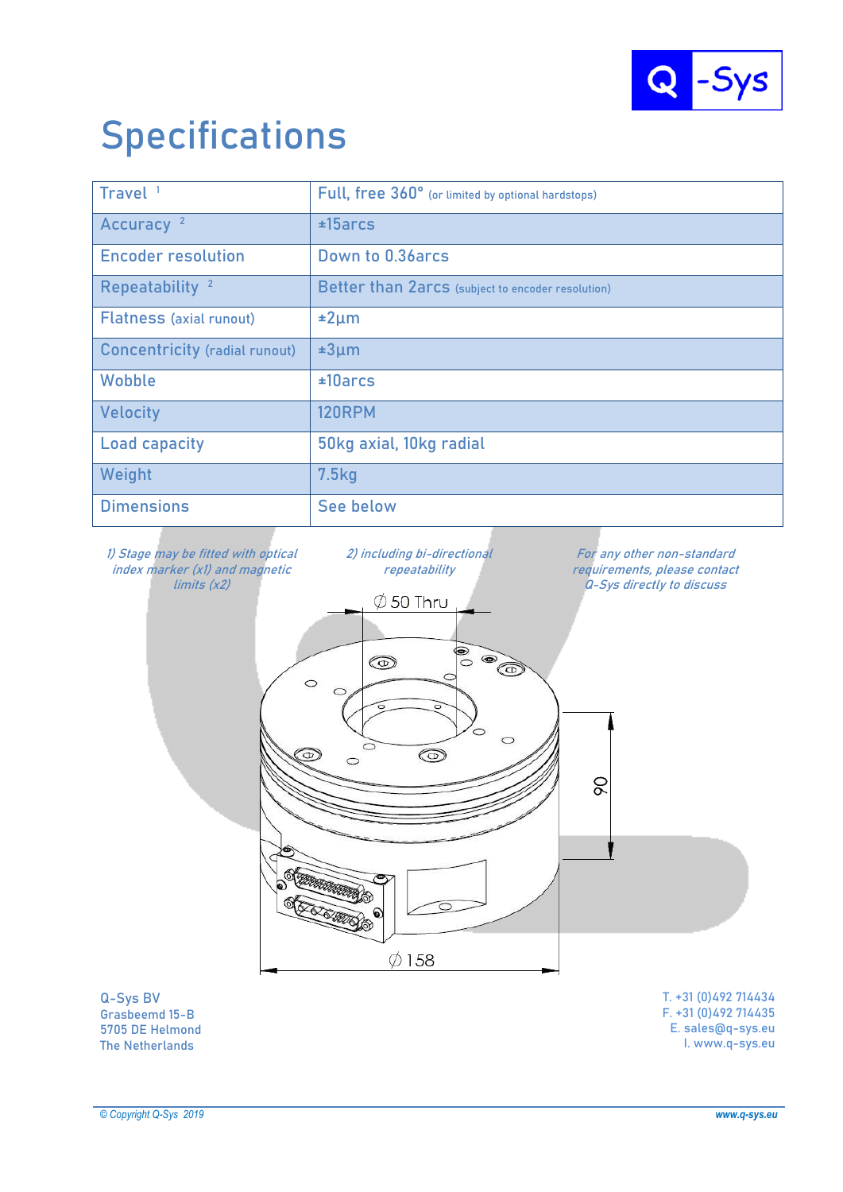# Specifications

| | |
|---|---|
| Travel [1] | Full, free 360° (or limited by optional hardstops) |
| Accuracy [2] | ±15arcs |
| Encoder resolution | Down to 0.36arcs |
| Repeatability [2] | Better than 2arcs (subject to encoder resolution) |
| Flatness (axial runout) | ±2µm |
| Concentricity (radial runout) | ±3µm |
| Wobble | ±10arcs |
| Velocity | 120RPM |
| Load capacity | 50kg axial, 10kg radial |
| Weight | 7.5kg |
| Dimensions | See below |

*1) Stage may be fitted with optical index marker (x1) and magnetic limits (x2)*

*2) including bi-directional repeatability*

*For any other non-standard requirements, please contact Q-Sys directly to discuss*

∅50 Thru

90

∅158

Q-Sys BV
Grasbeemd 15-B
5705 DE Helmond
The Netherlands

T. +31 (0)492 714434
F. +31 (0)492 714435
E. sales@q-sys.eu
I. www.q-sys.eu

© Copyright Q-Sys 2019